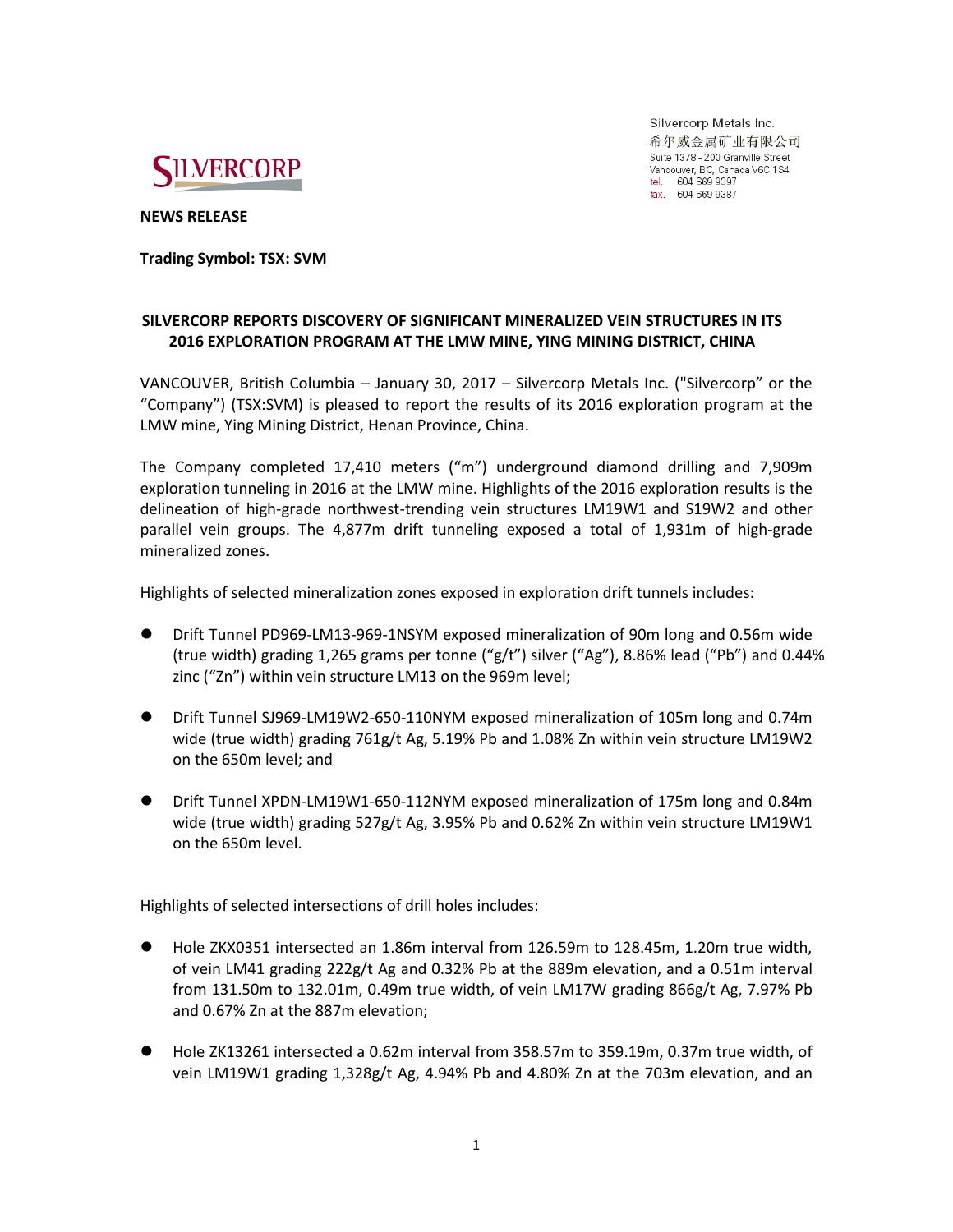SILVERCORP

Silvercorp Metals Inc.
希尔威金属矿业有限公司
Suite 1378 - 200 Granville Street
Vancouver, BC, Canada V6C 1S4
tel. 604 669 9397
fax. 604 669 9387

**NEWS RELEASE**

**Trading Symbol: TSX: SVM**

## SILVERCORP REPORTS DISCOVERY OF SIGNIFICANT MINERALIZED VEIN STRUCTURES IN ITS 2016 EXPLORATION PROGRAM AT THE LMW MINE, YING MINING DISTRICT, CHINA

VANCOUVER, British Columbia – January 30, 2017 – Silvercorp Metals Inc. ("Silvercorp" or the "Company") (TSX:SVM) is pleased to report the results of its 2016 exploration program at the LMW mine, Ying Mining District, Henan Province, China.

The Company completed 17,410 meters ("m") underground diamond drilling and 7,909m exploration tunneling in 2016 at the LMW mine. Highlights of the 2016 exploration results is the delineation of high-grade northwest-trending vein structures LM19W1 and S19W2 and other parallel vein groups. The 4,877m drift tunneling exposed a total of 1,931m of high-grade mineralized zones.

Highlights of selected mineralization zones exposed in exploration drift tunnels includes:

- Drift Tunnel PD969-LM13-969-1NSYM exposed mineralization of 90m long and 0.56m wide (true width) grading 1,265 grams per tonne ("g/t") silver ("Ag"), 8.86% lead ("Pb") and 0.44% zinc ("Zn") within vein structure LM13 on the 969m level;

- Drift Tunnel SJ969-LM19W2-650-110NYM exposed mineralization of 105m long and 0.74m wide (true width) grading 761g/t Ag, 5.19% Pb and 1.08% Zn within vein structure LM19W2 on the 650m level; and

- Drift Tunnel XPDN-LM19W1-650-112NYM exposed mineralization of 175m long and 0.84m wide (true width) grading 527g/t Ag, 3.95% Pb and 0.62% Zn within vein structure LM19W1 on the 650m level.

Highlights of selected intersections of drill holes includes:

- Hole ZKX0351 intersected an 1.86m interval from 126.59m to 128.45m, 1.20m true width, of vein LM41 grading 222g/t Ag and 0.32% Pb at the 889m elevation, and a 0.51m interval from 131.50m to 132.01m, 0.49m true width, of vein LM17W grading 866g/t Ag, 7.97% Pb and 0.67% Zn at the 887m elevation;

- Hole ZK13261 intersected a 0.62m interval from 358.57m to 359.19m, 0.37m true width, of vein LM19W1 grading 1,328g/t Ag, 4.94% Pb and 4.80% Zn at the 703m elevation, and an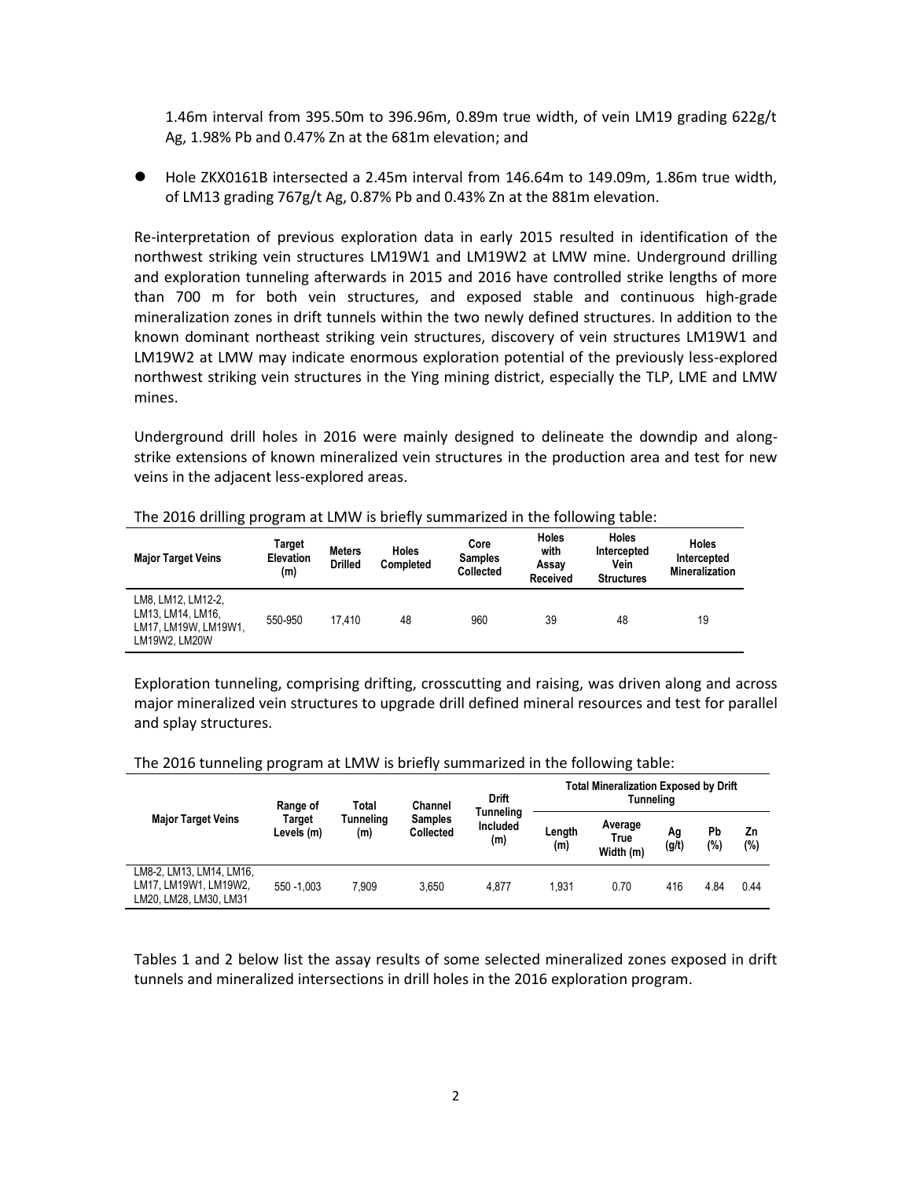1.46m interval from 395.50m to 396.96m, 0.89m true width, of vein LM19 grading 622g/t Ag, 1.98% Pb and 0.47% Zn at the 681m elevation; and

- Hole ZKX0161B intersected a 2.45m interval from 146.64m to 149.09m, 1.86m true width, of LM13 grading 767g/t Ag, 0.87% Pb and 0.43% Zn at the 881m elevation.

Re-interpretation of previous exploration data in early 2015 resulted in identification of the northwest striking vein structures LM19W1 and LM19W2 at LMW mine. Underground drilling and exploration tunneling afterwards in 2015 and 2016 have controlled strike lengths of more than 700 m for both vein structures, and exposed stable and continuous high-grade mineralization zones in drift tunnels within the two newly defined structures. In addition to the known dominant northeast striking vein structures, discovery of vein structures LM19W1 and LM19W2 at LMW may indicate enormous exploration potential of the previously less-explored northwest striking vein structures in the Ying mining district, especially the TLP, LME and LMW mines.

Underground drill holes in 2016 were mainly designed to delineate the downdip and along-strike extensions of known mineralized vein structures in the production area and test for new veins in the adjacent less-explored areas.

The 2016 drilling program at LMW is briefly summarized in the following table:

| Major Target Veins | Target Elevation (m) | Meters Drilled | Holes Completed | Core Samples Collected | Holes with Assay Received | Holes Intercepted Vein Structures | Holes Intercepted Mineralization |
|---|---|---|---|---|---|---|---|
| LM8, LM12, LM12-2, LM13, LM14, LM16, LM17, LM19W, LM19W1, LM19W2, LM20W | 550-950 | 17,410 | 48 | 960 | 39 | 48 | 19 |

Exploration tunneling, comprising drifting, crosscutting and raising, was driven along and across major mineralized vein structures to upgrade drill defined mineral resources and test for parallel and splay structures.

The 2016 tunneling program at LMW is briefly summarized in the following table:

| Major Target Veins | Range of Target Levels (m) | Total Tunneling (m) | Channel Samples Collected | Drift Tunneling Included (m) | Total Mineralization Exposed by Drift Tunneling | | | | |
|---|---|---|---|---|---|---|---|---|---|
| | | | | | Length (m) | Average True Width (m) | Ag (g/t) | Pb (%) | Zn (%) |
| LM8-2, LM13, LM14, LM16, LM17, LM19W1, LM19W2, LM20, LM28, LM30, LM31 | 550 -1,003 | 7,909 | 3,650 | 4,877 | 1,931 | 0.70 | 416 | 4.84 | 0.44 |

Tables 1 and 2 below list the assay results of some selected mineralized zones exposed in drift tunnels and mineralized intersections in drill holes in the 2016 exploration program.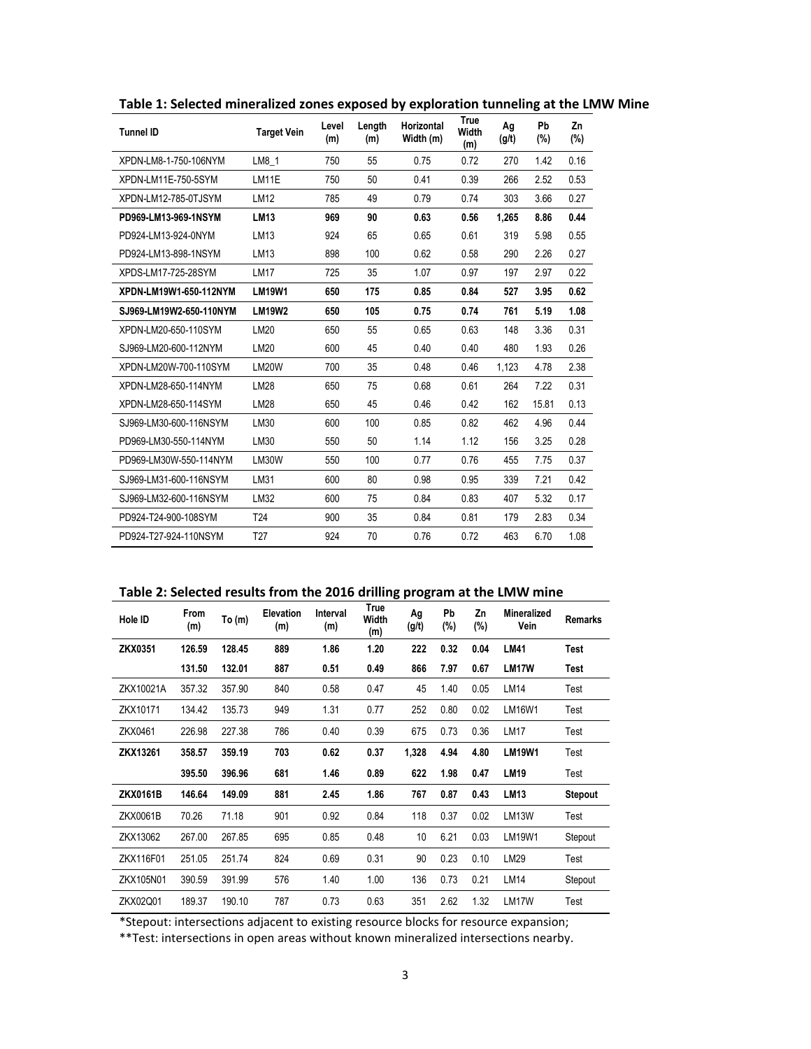**Table 1: Selected mineralized zones exposed by exploration tunneling at the LMW Mine**

| Tunnel ID | Target Vein | Level (m) | Length (m) | Horizontal Width (m) | True Width (m) | Ag (g/t) | Pb (%) | Zn (%) |
|---|---|---|---|---|---|---|---|---|
| XPDN-LM8-1-750-106NYM | LM8_1 | 750 | 55 | 0.75 | 0.72 | 270 | 1.42 | 0.16 |
| XPDN-LM11E-750-5SYM | LM11E | 750 | 50 | 0.41 | 0.39 | 266 | 2.52 | 0.53 |
| XPDN-LM12-785-0TJSYM | LM12 | 785 | 49 | 0.79 | 0.74 | 303 | 3.66 | 0.27 |
| **PD969-LM13-969-1NSYM** | **LM13** | **969** | **90** | **0.63** | **0.56** | **1,265** | **8.86** | **0.44** |
| PD924-LM13-924-0NYM | LM13 | 924 | 65 | 0.65 | 0.61 | 319 | 5.98 | 0.55 |
| PD924-LM13-898-1NSYM | LM13 | 898 | 100 | 0.62 | 0.58 | 290 | 2.26 | 0.27 |
| XPDS-LM17-725-28SYM | LM17 | 725 | 35 | 1.07 | 0.97 | 197 | 2.97 | 0.22 |
| **XPDN-LM19W1-650-112NYM** | **LM19W1** | **650** | **175** | **0.85** | **0.84** | **527** | **3.95** | **0.62** |
| **SJ969-LM19W2-650-110NYM** | **LM19W2** | **650** | **105** | **0.75** | **0.74** | **761** | **5.19** | **1.08** |
| XPDN-LM20-650-110SYM | LM20 | 650 | 55 | 0.65 | 0.63 | 148 | 3.36 | 0.31 |
| SJ969-LM20-600-112NYM | LM20 | 600 | 45 | 0.40 | 0.40 | 480 | 1.93 | 0.26 |
| XPDN-LM20W-700-110SYM | LM20W | 700 | 35 | 0.48 | 0.46 | 1,123 | 4.78 | 2.38 |
| XPDN-LM28-650-114NYM | LM28 | 650 | 75 | 0.68 | 0.61 | 264 | 7.22 | 0.31 |
| XPDN-LM28-650-114SYM | LM28 | 650 | 45 | 0.46 | 0.42 | 162 | 15.81 | 0.13 |
| SJ969-LM30-600-116NSYM | LM30 | 600 | 100 | 0.85 | 0.82 | 462 | 4.96 | 0.44 |
| PD969-LM30-550-114NYM | LM30 | 550 | 50 | 1.14 | 1.12 | 156 | 3.25 | 0.28 |
| PD969-LM30W-550-114NYM | LM30W | 550 | 100 | 0.77 | 0.76 | 455 | 7.75 | 0.37 |
| SJ969-LM31-600-116NSYM | LM31 | 600 | 80 | 0.98 | 0.95 | 339 | 7.21 | 0.42 |
| SJ969-LM32-600-116NSYM | LM32 | 600 | 75 | 0.84 | 0.83 | 407 | 5.32 | 0.17 |
| PD924-T24-900-108SYM | T24 | 900 | 35 | 0.84 | 0.81 | 179 | 2.83 | 0.34 |
| PD924-T27-924-110NSYM | T27 | 924 | 70 | 0.76 | 0.72 | 463 | 6.70 | 1.08 |

**Table 2: Selected results from the 2016 drilling program at the LMW mine**

| Hole ID | From (m) | To (m) | Elevation (m) | Interval (m) | True Width (m) | Ag (g/t) | Pb (%) | Zn (%) | Mineralized Vein | Remarks |
|---|---|---|---|---|---|---|---|---|---|---|
| **ZKX0351** | **126.59** | **128.45** | **889** | **1.86** | **1.20** | **222** | **0.32** | **0.04** | **LM41** | **Test** |
| | **131.50** | **132.01** | **887** | **0.51** | **0.49** | **866** | **7.97** | **0.67** | **LM17W** | **Test** |
| ZKX10021A | 357.32 | 357.90 | 840 | 0.58 | 0.47 | 45 | 1.40 | 0.05 | LM14 | Test |
| ZKX10171 | 134.42 | 135.73 | 949 | 1.31 | 0.77 | 252 | 0.80 | 0.02 | LM16W1 | Test |
| ZKX0461 | 226.98 | 227.38 | 786 | 0.40 | 0.39 | 675 | 0.73 | 0.36 | LM17 | Test |
| **ZKX13261** | **358.57** | **359.19** | **703** | **0.62** | **0.37** | **1,328** | **4.94** | **4.80** | **LM19W1** | Test |
| | **395.50** | **396.96** | **681** | **1.46** | **0.89** | **622** | **1.98** | **0.47** | **LM19** | Test |
| **ZKX0161B** | **146.64** | **149.09** | **881** | **2.45** | **1.86** | **767** | **0.87** | **0.43** | **LM13** | **Stepout** |
| ZKX0061B | 70.26 | 71.18 | 901 | 0.92 | 0.84 | 118 | 0.37 | 0.02 | LM13W | Test |
| ZKX13062 | 267.00 | 267.85 | 695 | 0.85 | 0.48 | 10 | 6.21 | 0.03 | LM19W1 | Stepout |
| ZKX116F01 | 251.05 | 251.74 | 824 | 0.69 | 0.31 | 90 | 0.23 | 0.10 | LM29 | Test |
| ZKX105N01 | 390.59 | 391.99 | 576 | 1.40 | 1.00 | 136 | 0.73 | 0.21 | LM14 | Stepout |
| ZKX02Q01 | 189.37 | 190.10 | 787 | 0.73 | 0.63 | 351 | 2.62 | 1.32 | LM17W | Test |

*Stepout: intersections adjacent to existing resource blocks for resource expansion;

**Test: intersections in open areas without known mineralized intersections nearby.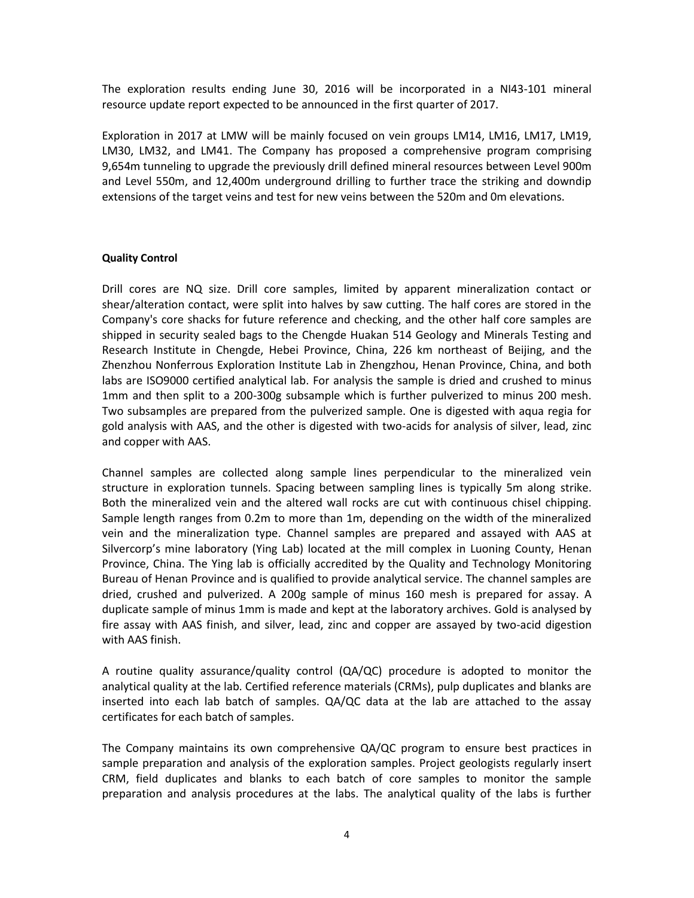The exploration results ending June 30, 2016 will be incorporated in a NI43-101 mineral resource update report expected to be announced in the first quarter of 2017.

Exploration in 2017 at LMW will be mainly focused on vein groups LM14, LM16, LM17, LM19, LM30, LM32, and LM41. The Company has proposed a comprehensive program comprising 9,654m tunneling to upgrade the previously drill defined mineral resources between Level 900m and Level 550m, and 12,400m underground drilling to further trace the striking and downdip extensions of the target veins and test for new veins between the 520m and 0m elevations.

**Quality Control**

Drill cores are NQ size. Drill core samples, limited by apparent mineralization contact or shear/alteration contact, were split into halves by saw cutting. The half cores are stored in the Company's core shacks for future reference and checking, and the other half core samples are shipped in security sealed bags to the Chengde Huakan 514 Geology and Minerals Testing and Research Institute in Chengde, Hebei Province, China, 226 km northeast of Beijing, and the Zhenzhou Nonferrous Exploration Institute Lab in Zhengzhou, Henan Province, China, and both labs are ISO9000 certified analytical lab. For analysis the sample is dried and crushed to minus 1mm and then split to a 200-300g subsample which is further pulverized to minus 200 mesh. Two subsamples are prepared from the pulverized sample. One is digested with aqua regia for gold analysis with AAS, and the other is digested with two-acids for analysis of silver, lead, zinc and copper with AAS.

Channel samples are collected along sample lines perpendicular to the mineralized vein structure in exploration tunnels. Spacing between sampling lines is typically 5m along strike. Both the mineralized vein and the altered wall rocks are cut with continuous chisel chipping. Sample length ranges from 0.2m to more than 1m, depending on the width of the mineralized vein and the mineralization type. Channel samples are prepared and assayed with AAS at Silvercorp's mine laboratory (Ying Lab) located at the mill complex in Luoning County, Henan Province, China. The Ying lab is officially accredited by the Quality and Technology Monitoring Bureau of Henan Province and is qualified to provide analytical service. The channel samples are dried, crushed and pulverized. A 200g sample of minus 160 mesh is prepared for assay. A duplicate sample of minus 1mm is made and kept at the laboratory archives. Gold is analysed by fire assay with AAS finish, and silver, lead, zinc and copper are assayed by two-acid digestion with AAS finish.

A routine quality assurance/quality control (QA/QC) procedure is adopted to monitor the analytical quality at the lab. Certified reference materials (CRMs), pulp duplicates and blanks are inserted into each lab batch of samples. QA/QC data at the lab are attached to the assay certificates for each batch of samples.

The Company maintains its own comprehensive QA/QC program to ensure best practices in sample preparation and analysis of the exploration samples. Project geologists regularly insert CRM, field duplicates and blanks to each batch of core samples to monitor the sample preparation and analysis procedures at the labs. The analytical quality of the labs is further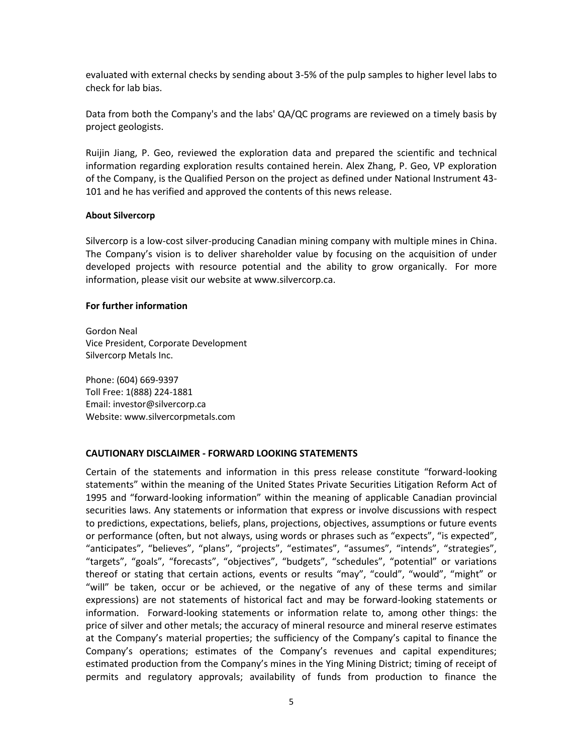evaluated with external checks by sending about 3-5% of the pulp samples to higher level labs to check for lab bias.

Data from both the Company's and the labs' QA/QC programs are reviewed on a timely basis by project geologists.

Ruijin Jiang, P. Geo, reviewed the exploration data and prepared the scientific and technical information regarding exploration results contained herein. Alex Zhang, P. Geo, VP exploration of the Company, is the Qualified Person on the project as defined under National Instrument 43-101 and he has verified and approved the contents of this news release.

**About Silvercorp**

Silvercorp is a low-cost silver-producing Canadian mining company with multiple mines in China. The Company's vision is to deliver shareholder value by focusing on the acquisition of under developed projects with resource potential and the ability to grow organically. For more information, please visit our website at www.silvercorp.ca.

**For further information**

Gordon Neal
Vice President, Corporate Development
Silvercorp Metals Inc.

Phone: (604) 669-9397
Toll Free: 1(888) 224-1881
Email: investor@silvercorp.ca
Website: www.silvercorpmetals.com

**CAUTIONARY DISCLAIMER - FORWARD LOOKING STATEMENTS**

Certain of the statements and information in this press release constitute "forward-looking statements" within the meaning of the United States Private Securities Litigation Reform Act of 1995 and "forward-looking information" within the meaning of applicable Canadian provincial securities laws. Any statements or information that express or involve discussions with respect to predictions, expectations, beliefs, plans, projections, objectives, assumptions or future events or performance (often, but not always, using words or phrases such as "expects", "is expected", "anticipates", "believes", "plans", "projects", "estimates", "assumes", "intends", "strategies", "targets", "goals", "forecasts", "objectives", "budgets", "schedules", "potential" or variations thereof or stating that certain actions, events or results "may", "could", "would", "might" or "will" be taken, occur or be achieved, or the negative of any of these terms and similar expressions) are not statements of historical fact and may be forward-looking statements or information. Forward-looking statements or information relate to, among other things: the price of silver and other metals; the accuracy of mineral resource and mineral reserve estimates at the Company's material properties; the sufficiency of the Company's capital to finance the Company's operations; estimates of the Company's revenues and capital expenditures; estimated production from the Company's mines in the Ying Mining District; timing of receipt of permits and regulatory approvals; availability of funds from production to finance the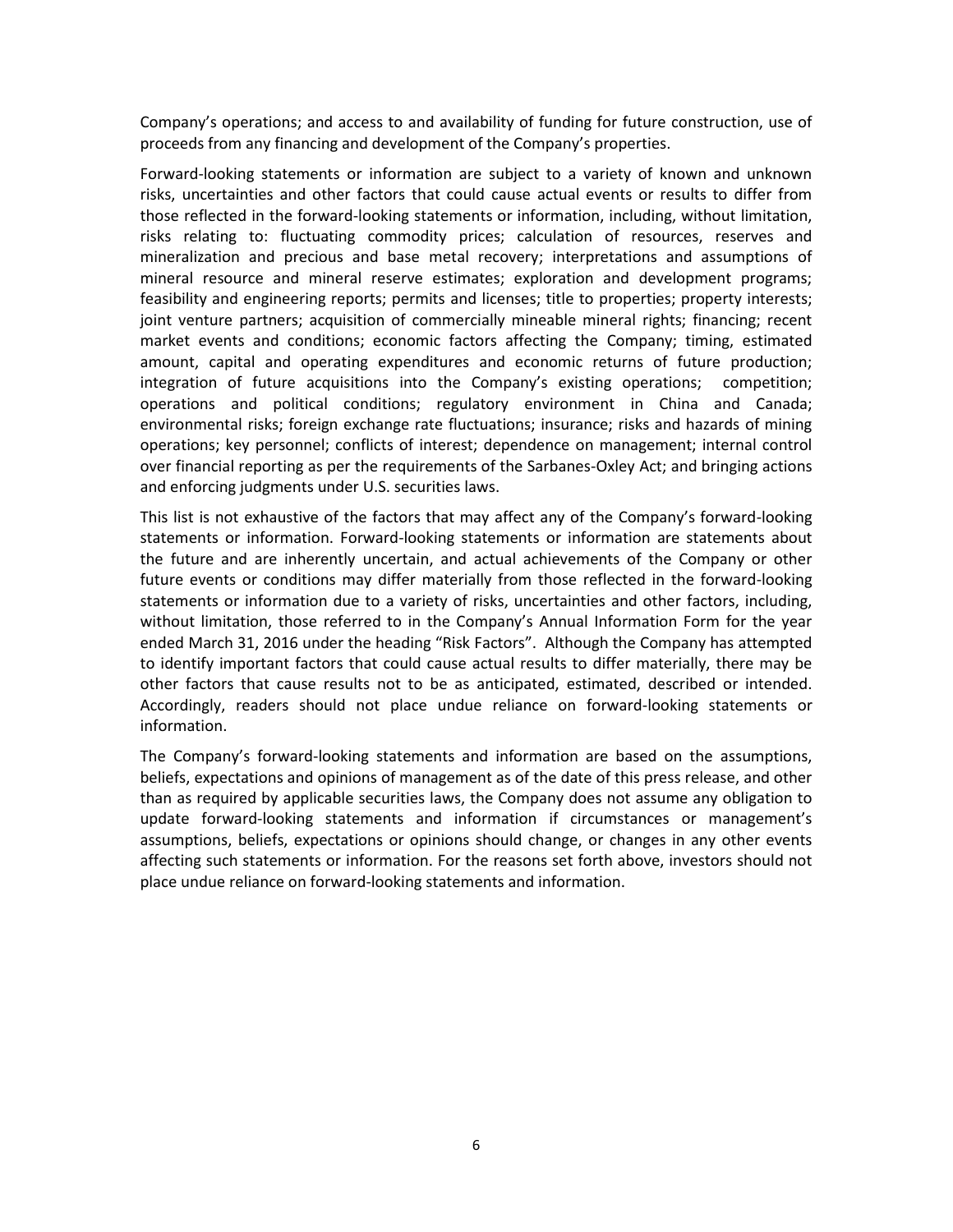Company's operations; and access to and availability of funding for future construction, use of proceeds from any financing and development of the Company's properties.

Forward-looking statements or information are subject to a variety of known and unknown risks, uncertainties and other factors that could cause actual events or results to differ from those reflected in the forward-looking statements or information, including, without limitation, risks relating to: fluctuating commodity prices; calculation of resources, reserves and mineralization and precious and base metal recovery; interpretations and assumptions of mineral resource and mineral reserve estimates; exploration and development programs; feasibility and engineering reports; permits and licenses; title to properties; property interests; joint venture partners; acquisition of commercially mineable mineral rights; financing; recent market events and conditions; economic factors affecting the Company; timing, estimated amount, capital and operating expenditures and economic returns of future production; integration of future acquisitions into the Company's existing operations; competition; operations and political conditions; regulatory environment in China and Canada; environmental risks; foreign exchange rate fluctuations; insurance; risks and hazards of mining operations; key personnel; conflicts of interest; dependence on management; internal control over financial reporting as per the requirements of the Sarbanes-Oxley Act; and bringing actions and enforcing judgments under U.S. securities laws.

This list is not exhaustive of the factors that may affect any of the Company's forward-looking statements or information. Forward-looking statements or information are statements about the future and are inherently uncertain, and actual achievements of the Company or other future events or conditions may differ materially from those reflected in the forward-looking statements or information due to a variety of risks, uncertainties and other factors, including, without limitation, those referred to in the Company's Annual Information Form for the year ended March 31, 2016 under the heading "Risk Factors". Although the Company has attempted to identify important factors that could cause actual results to differ materially, there may be other factors that cause results not to be as anticipated, estimated, described or intended. Accordingly, readers should not place undue reliance on forward-looking statements or information.

The Company's forward-looking statements and information are based on the assumptions, beliefs, expectations and opinions of management as of the date of this press release, and other than as required by applicable securities laws, the Company does not assume any obligation to update forward-looking statements and information if circumstances or management's assumptions, beliefs, expectations or opinions should change, or changes in any other events affecting such statements or information. For the reasons set forth above, investors should not place undue reliance on forward-looking statements and information.